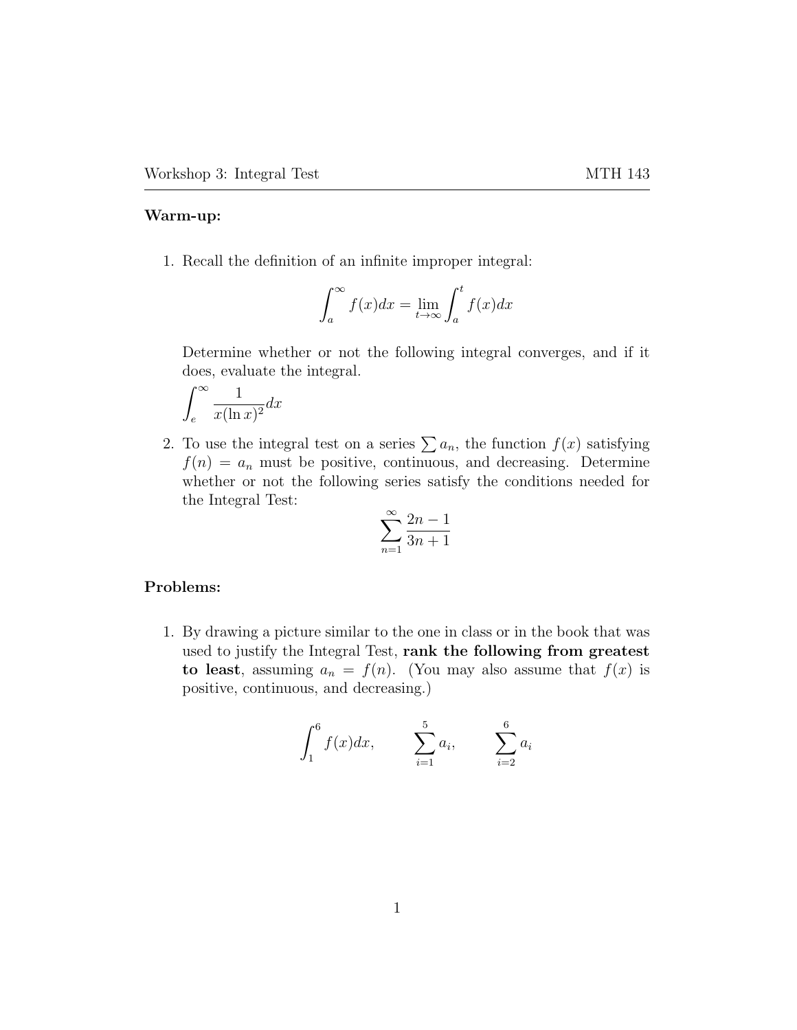Workshop 3: Integral Test

**Warm-up:**

1. Recall the definition of an infinite improper integral:

$$\int_a^\infty f(x)dx = \lim_{t\to\infty}\int_a^t f(x)dx$$

   Determine whether or not the following integral converges, and if it does, evaluate the integral.

   $\displaystyle\int_e^\infty \frac{1}{x(\ln x)^2}dx$

2. To use the integral test on a series $\sum a_n$, the function $f(x)$ satisfying $f(n) = a_n$ must be positive, continuous, and decreasing. Determine whether or not the following series satisfy the conditions needed for the Integral Test:

$$\sum_{n=1}^{\infty} \frac{2n-1}{3n+1}$$

**Problems:**

1. By drawing a picture similar to the one in class or in the book that was used to justify the Integral Test, **rank the following from greatest to least**, assuming $a_n = f(n)$. (You may also assume that $f(x)$ is positive, continuous, and decreasing.)

$$\int_1^6 f(x)dx, \qquad \sum_{i=1}^{5} a_i, \qquad \sum_{i=2}^{6} a_i$$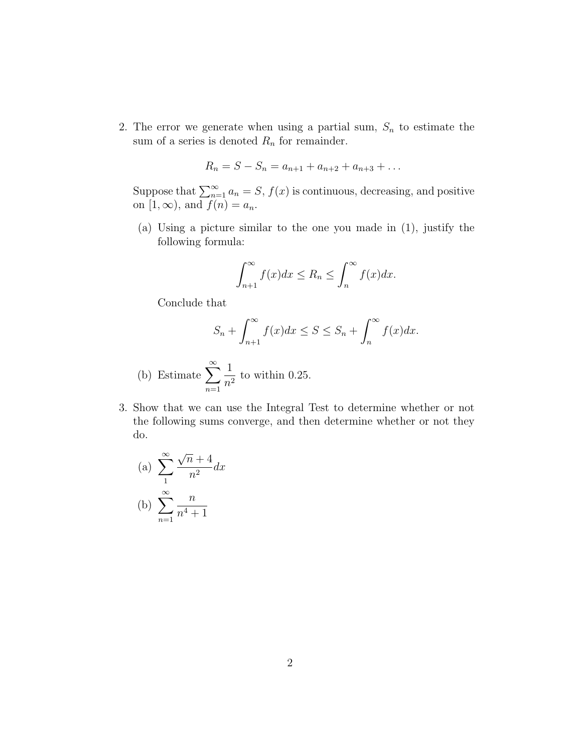2. The error we generate when using a partial sum, $S_n$ to estimate the sum of a series is denoted $R_n$ for remainder.

$$R_n = S - S_n = a_{n+1} + a_{n+2} + a_{n+3} + \ldots$$

Suppose that $\sum_{n=1}^{\infty} a_n = S$, $f(x)$ is continuous, decreasing, and positive on $[1, \infty)$, and $f(n) = a_n$.

   (a) Using a picture similar to the one you made in (1), justify the following formula:

   $$\int_{n+1}^{\infty} f(x)dx \leq R_n \leq \int_{n}^{\infty} f(x)dx.$$

   Conclude that

   $$S_n + \int_{n+1}^{\infty} f(x)dx \leq S \leq S_n + \int_{n}^{\infty} f(x)dx.$$

   (b) Estimate $\displaystyle\sum_{n=1}^{\infty} \frac{1}{n^2}$ to within 0.25.

3. Show that we can use the Integral Test to determine whether or not the following sums converge, and then determine whether or not they do.

   (a) $\displaystyle\sum_{1}^{\infty} \frac{\sqrt{n} + 4}{n^2} dx$

   (b) $\displaystyle\sum_{n=1}^{\infty} \frac{n}{n^4 + 1}$